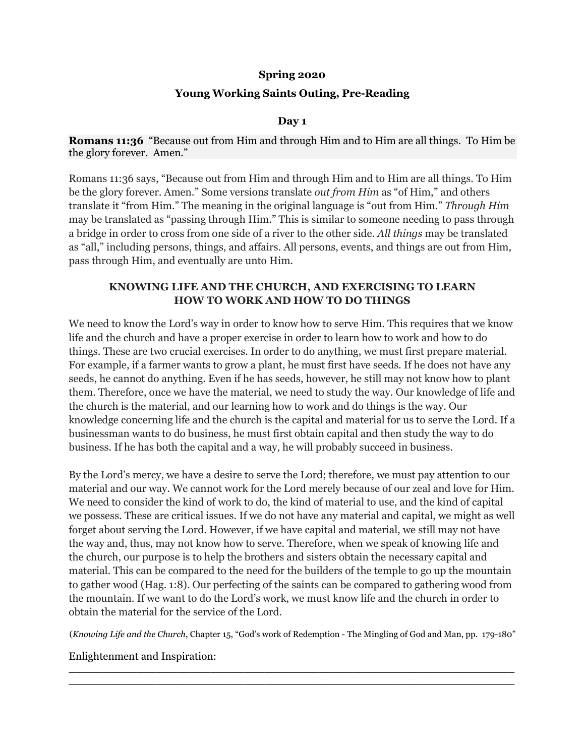**Spring 2020**

**Young Working Saints Outing, Pre-Reading**

**Day 1**

**Romans 11:36** "Because out from Him and through Him and to Him are all things. To Him be the glory forever. Amen."

Romans 11:36 says, "Because out from Him and through Him and to Him are all things. To Him be the glory forever. Amen." Some versions translate *out from Him* as "of Him," and others translate it "from Him." The meaning in the original language is "out from Him." *Through Him* may be translated as "passing through Him." This is similar to someone needing to pass through a bridge in order to cross from one side of a river to the other side. *All things* may be translated as "all," including persons, things, and affairs. All persons, events, and things are out from Him, pass through Him, and eventually are unto Him.

**KNOWING LIFE AND THE CHURCH, AND EXERCISING TO LEARN HOW TO WORK AND HOW TO DO THINGS**

We need to know the Lord's way in order to know how to serve Him. This requires that we know life and the church and have a proper exercise in order to learn how to work and how to do things. These are two crucial exercises. In order to do anything, we must first prepare material. For example, if a farmer wants to grow a plant, he must first have seeds. If he does not have any seeds, he cannot do anything. Even if he has seeds, however, he still may not know how to plant them. Therefore, once we have the material, we need to study the way. Our knowledge of life and the church is the material, and our learning how to work and do things is the way. Our knowledge concerning life and the church is the capital and material for us to serve the Lord. If a businessman wants to do business, he must first obtain capital and then study the way to do business. If he has both the capital and a way, he will probably succeed in business.

By the Lord's mercy, we have a desire to serve the Lord; therefore, we must pay attention to our material and our way. We cannot work for the Lord merely because of our zeal and love for Him. We need to consider the kind of work to do, the kind of material to use, and the kind of capital we possess. These are critical issues. If we do not have any material and capital, we might as well forget about serving the Lord. However, if we have capital and material, we still may not have the way and, thus, may not know how to serve. Therefore, when we speak of knowing life and the church, our purpose is to help the brothers and sisters obtain the necessary capital and material. This can be compared to the need for the builders of the temple to go up the mountain to gather wood (Hag. 1:8). Our perfecting of the saints can be compared to gathering wood from the mountain. If we want to do the Lord's work, we must know life and the church in order to obtain the material for the service of the Lord.

(*Knowing Life and the Church*, Chapter 15, "God's work of Redemption - The Mingling of God and Man, pp. 179-180"

Enlightenment and Inspiration:
______________________________________________________________
______________________________________________________________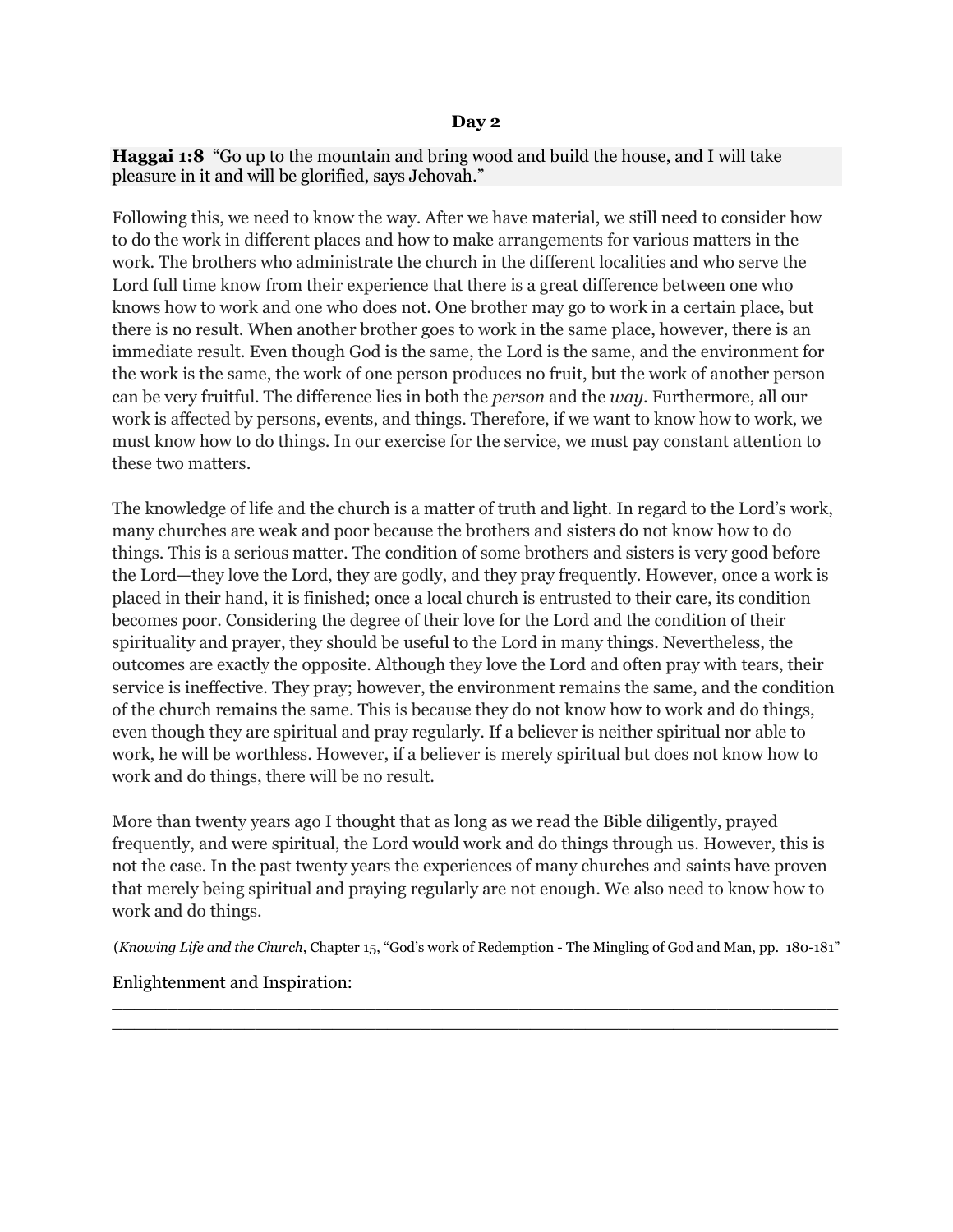## Day 2

**Haggai 1:8** "Go up to the mountain and bring wood and build the house, and I will take pleasure in it and will be glorified, says Jehovah."

Following this, we need to know the way. After we have material, we still need to consider how to do the work in different places and how to make arrangements for various matters in the work. The brothers who administrate the church in the different localities and who serve the Lord full time know from their experience that there is a great difference between one who knows how to work and one who does not. One brother may go to work in a certain place, but there is no result. When another brother goes to work in the same place, however, there is an immediate result. Even though God is the same, the Lord is the same, and the environment for the work is the same, the work of one person produces no fruit, but the work of another person can be very fruitful. The difference lies in both the *person* and the *way*. Furthermore, all our work is affected by persons, events, and things. Therefore, if we want to know how to work, we must know how to do things. In our exercise for the service, we must pay constant attention to these two matters.

The knowledge of life and the church is a matter of truth and light. In regard to the Lord's work, many churches are weak and poor because the brothers and sisters do not know how to do things. This is a serious matter. The condition of some brothers and sisters is very good before the Lord—they love the Lord, they are godly, and they pray frequently. However, once a work is placed in their hand, it is finished; once a local church is entrusted to their care, its condition becomes poor. Considering the degree of their love for the Lord and the condition of their spirituality and prayer, they should be useful to the Lord in many things. Nevertheless, the outcomes are exactly the opposite. Although they love the Lord and often pray with tears, their service is ineffective. They pray; however, the environment remains the same, and the condition of the church remains the same. This is because they do not know how to work and do things, even though they are spiritual and pray regularly. If a believer is neither spiritual nor able to work, he will be worthless. However, if a believer is merely spiritual but does not know how to work and do things, there will be no result.

More than twenty years ago I thought that as long as we read the Bible diligently, prayed frequently, and were spiritual, the Lord would work and do things through us. However, this is not the case. In the past twenty years the experiences of many churches and saints have proven that merely being spiritual and praying regularly are not enough. We also need to know how to work and do things.

(*Knowing Life and the Church*, Chapter 15, "God's work of Redemption - The Mingling of God and Man, pp. 180-181"

Enlightenment and Inspiration:
______________________________________________________________________
______________________________________________________________________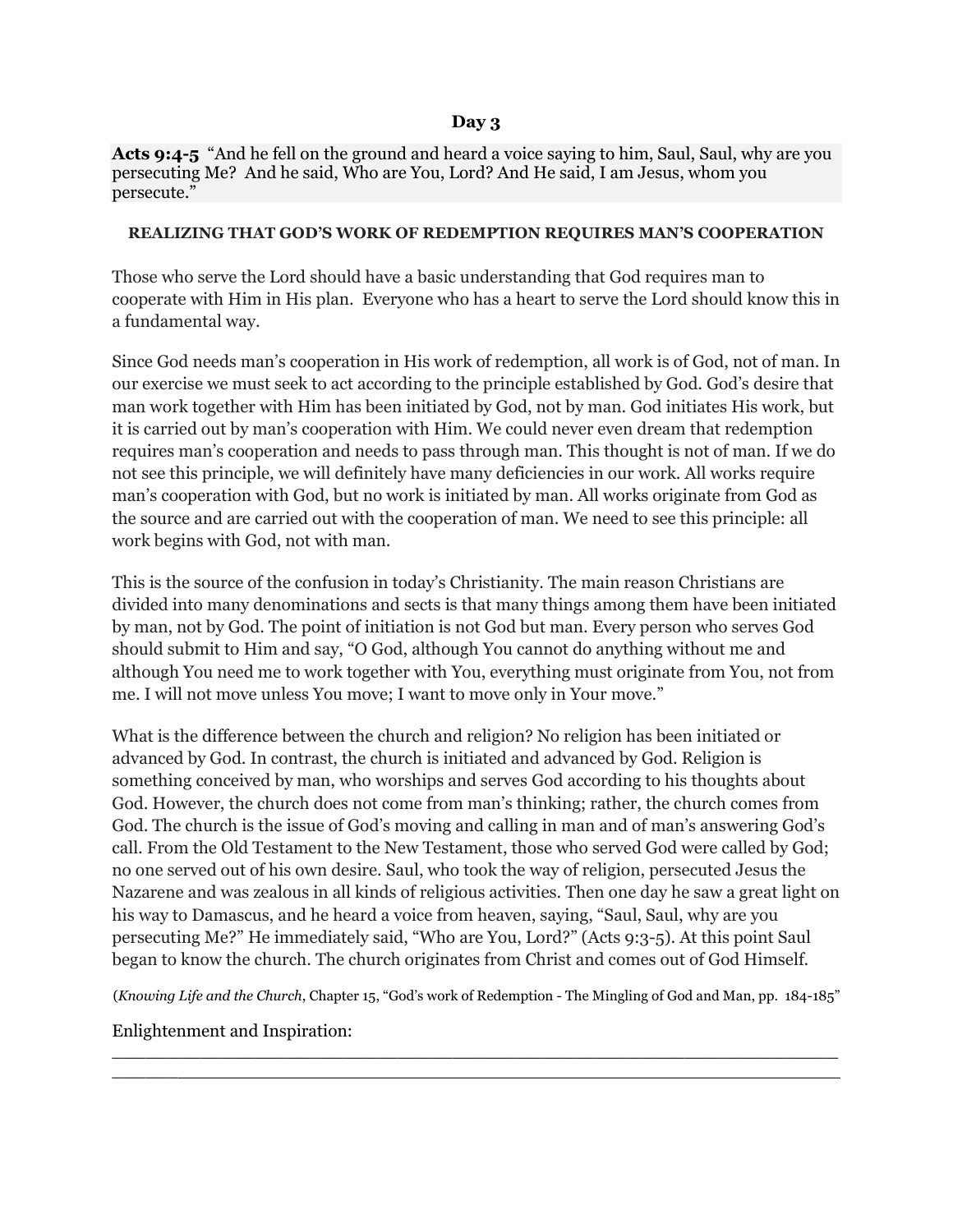**Day 3**

**Acts 9:4-5** "And he fell on the ground and heard a voice saying to him, Saul, Saul, why are you persecuting Me? And he said, Who are You, Lord? And He said, I am Jesus, whom you persecute."

**REALIZING THAT GOD'S WORK OF REDEMPTION REQUIRES MAN'S COOPERATION**

Those who serve the Lord should have a basic understanding that God requires man to cooperate with Him in His plan. Everyone who has a heart to serve the Lord should know this in a fundamental way.

Since God needs man's cooperation in His work of redemption, all work is of God, not of man. In our exercise we must seek to act according to the principle established by God. God's desire that man work together with Him has been initiated by God, not by man. God initiates His work, but it is carried out by man's cooperation with Him. We could never even dream that redemption requires man's cooperation and needs to pass through man. This thought is not of man. If we do not see this principle, we will definitely have many deficiencies in our work. All works require man's cooperation with God, but no work is initiated by man. All works originate from God as the source and are carried out with the cooperation of man. We need to see this principle: all work begins with God, not with man.

This is the source of the confusion in today's Christianity. The main reason Christians are divided into many denominations and sects is that many things among them have been initiated by man, not by God. The point of initiation is not God but man. Every person who serves God should submit to Him and say, "O God, although You cannot do anything without me and although You need me to work together with You, everything must originate from You, not from me. I will not move unless You move; I want to move only in Your move."

What is the difference between the church and religion? No religion has been initiated or advanced by God. In contrast, the church is initiated and advanced by God. Religion is something conceived by man, who worships and serves God according to his thoughts about God. However, the church does not come from man's thinking; rather, the church comes from God. The church is the issue of God's moving and calling in man and of man's answering God's call. From the Old Testament to the New Testament, those who served God were called by God; no one served out of his own desire. Saul, who took the way of religion, persecuted Jesus the Nazarene and was zealous in all kinds of religious activities. Then one day he saw a great light on his way to Damascus, and he heard a voice from heaven, saying, "Saul, Saul, why are you persecuting Me?" He immediately said, "Who are You, Lord?" (Acts 9:3-5). At this point Saul began to know the church. The church originates from Christ and comes out of God Himself.

(*Knowing Life and the Church*, Chapter 15, "God's work of Redemption - The Mingling of God and Man, pp. 184-185"

Enlightenment and Inspiration:
______________________________________________________________________
______________________________________________________________________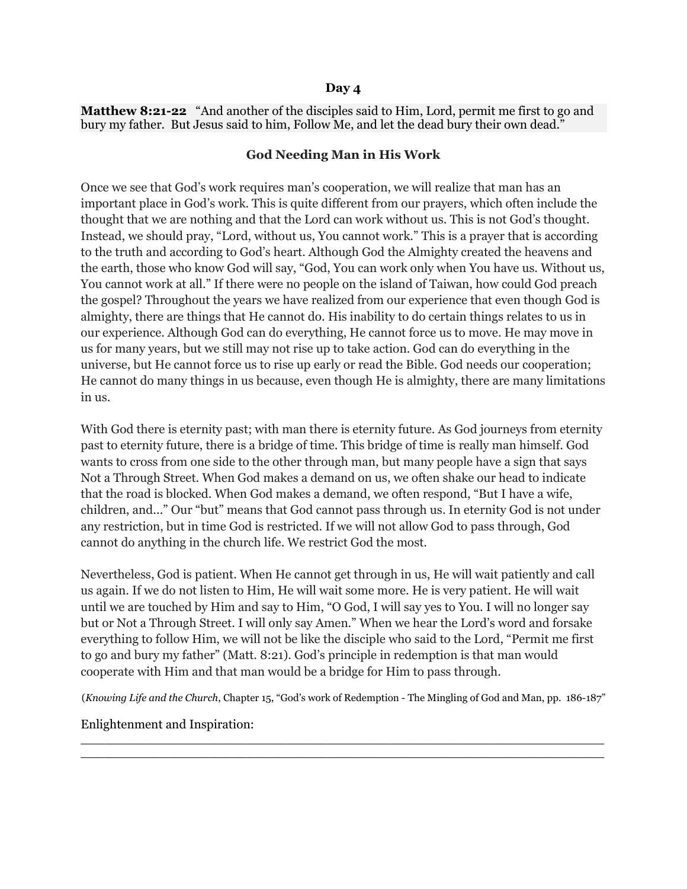**Day 4**

**Matthew 8:21-22** "And another of the disciples said to Him, Lord, permit me first to go and bury my father. But Jesus said to him, Follow Me, and let the dead bury their own dead."

**God Needing Man in His Work**

Once we see that God's work requires man's cooperation, we will realize that man has an important place in God's work. This is quite different from our prayers, which often include the thought that we are nothing and that the Lord can work without us. This is not God's thought. Instead, we should pray, "Lord, without us, You cannot work." This is a prayer that is according to the truth and according to God's heart. Although God the Almighty created the heavens and the earth, those who know God will say, "God, You can work only when You have us. Without us, You cannot work at all." If there were no people on the island of Taiwan, how could God preach the gospel? Throughout the years we have realized from our experience that even though God is almighty, there are things that He cannot do. His inability to do certain things relates to us in our experience. Although God can do everything, He cannot force us to move. He may move in us for many years, but we still may not rise up to take action. God can do everything in the universe, but He cannot force us to rise up early or read the Bible. God needs our cooperation; He cannot do many things in us because, even though He is almighty, there are many limitations in us.

With God there is eternity past; with man there is eternity future. As God journeys from eternity past to eternity future, there is a bridge of time. This bridge of time is really man himself. God wants to cross from one side to the other through man, but many people have a sign that says Not a Through Street. When God makes a demand on us, we often shake our head to indicate that the road is blocked. When God makes a demand, we often respond, "But I have a wife, children, and..." Our "but" means that God cannot pass through us. In eternity God is not under any restriction, but in time God is restricted. If we will not allow God to pass through, God cannot do anything in the church life. We restrict God the most.

Nevertheless, God is patient. When He cannot get through in us, He will wait patiently and call us again. If we do not listen to Him, He will wait some more. He is very patient. He will wait until we are touched by Him and say to Him, "O God, I will say yes to You. I will no longer say but or Not a Through Street. I will only say Amen." When we hear the Lord's word and forsake everything to follow Him, we will not be like the disciple who said to the Lord, "Permit me first to go and bury my father" (Matt. 8:21). God's principle in redemption is that man would cooperate with Him and that man would be a bridge for Him to pass through.

(*Knowing Life and the Church*, Chapter 15, "God's work of Redemption - The Mingling of God and Man, pp. 186-187"

Enlightenment and Inspiration:
______________________________________________________________________
______________________________________________________________________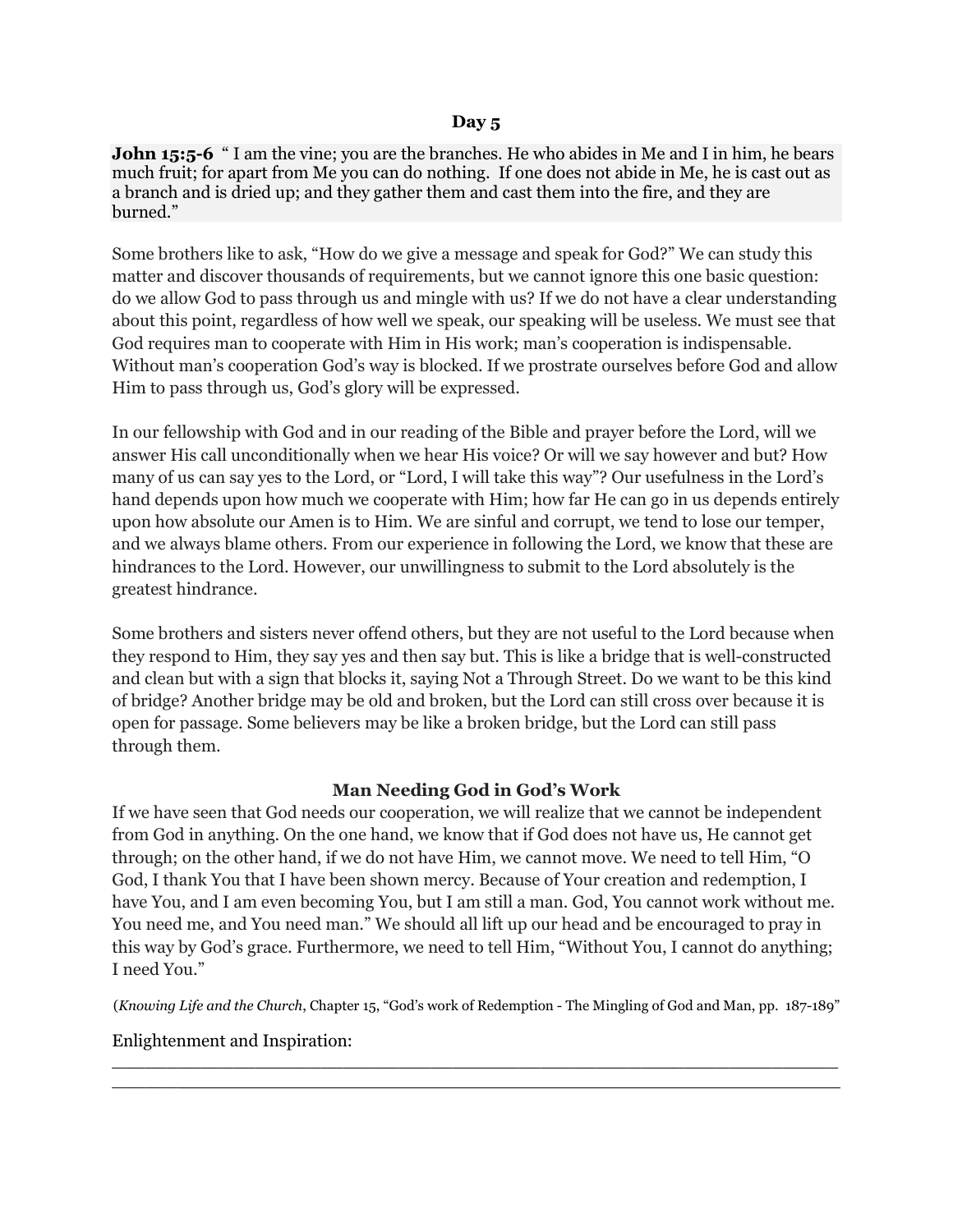## Day 5

**John 15:5-6** " I am the vine; you are the branches. He who abides in Me and I in him, he bears much fruit; for apart from Me you can do nothing. If one does not abide in Me, he is cast out as a branch and is dried up; and they gather them and cast them into the fire, and they are burned."

Some brothers like to ask, "How do we give a message and speak for God?" We can study this matter and discover thousands of requirements, but we cannot ignore this one basic question: do we allow God to pass through us and mingle with us? If we do not have a clear understanding about this point, regardless of how well we speak, our speaking will be useless. We must see that God requires man to cooperate with Him in His work; man's cooperation is indispensable. Without man's cooperation God's way is blocked. If we prostrate ourselves before God and allow Him to pass through us, God's glory will be expressed.

In our fellowship with God and in our reading of the Bible and prayer before the Lord, will we answer His call unconditionally when we hear His voice? Or will we say however and but? How many of us can say yes to the Lord, or "Lord, I will take this way"? Our usefulness in the Lord's hand depends upon how much we cooperate with Him; how far He can go in us depends entirely upon how absolute our Amen is to Him. We are sinful and corrupt, we tend to lose our temper, and we always blame others. From our experience in following the Lord, we know that these are hindrances to the Lord. However, our unwillingness to submit to the Lord absolutely is the greatest hindrance.

Some brothers and sisters never offend others, but they are not useful to the Lord because when they respond to Him, they say yes and then say but. This is like a bridge that is well-constructed and clean but with a sign that blocks it, saying Not a Through Street. Do we want to be this kind of bridge? Another bridge may be old and broken, but the Lord can still cross over because it is open for passage. Some believers may be like a broken bridge, but the Lord can still pass through them.

### Man Needing God in God's Work

If we have seen that God needs our cooperation, we will realize that we cannot be independent from God in anything. On the one hand, we know that if God does not have us, He cannot get through; on the other hand, if we do not have Him, we cannot move. We need to tell Him, "O God, I thank You that I have been shown mercy. Because of Your creation and redemption, I have You, and I am even becoming You, but I am still a man. God, You cannot work without me. You need me, and You need man." We should all lift up our head and be encouraged to pray in this way by God's grace. Furthermore, we need to tell Him, "Without You, I cannot do anything; I need You."

(*Knowing Life and the Church*, Chapter 15, "God's work of Redemption - The Mingling of God and Man, pp. 187-189"

Enlightenment and Inspiration:

\_\_\_\_\_\_\_\_\_\_\_\_\_\_\_\_\_\_\_\_\_\_\_\_\_\_\_\_\_\_\_\_\_\_\_\_\_\_\_\_\_\_\_\_\_\_\_\_\_\_\_\_\_\_\_\_\_\_\_\_\_\_\_\_\_\_\_\_\_\_

\_\_\_\_\_\_\_\_\_\_\_\_\_\_\_\_\_\_\_\_\_\_\_\_\_\_\_\_\_\_\_\_\_\_\_\_\_\_\_\_\_\_\_\_\_\_\_\_\_\_\_\_\_\_\_\_\_\_\_\_\_\_\_\_\_\_\_\_\_\_